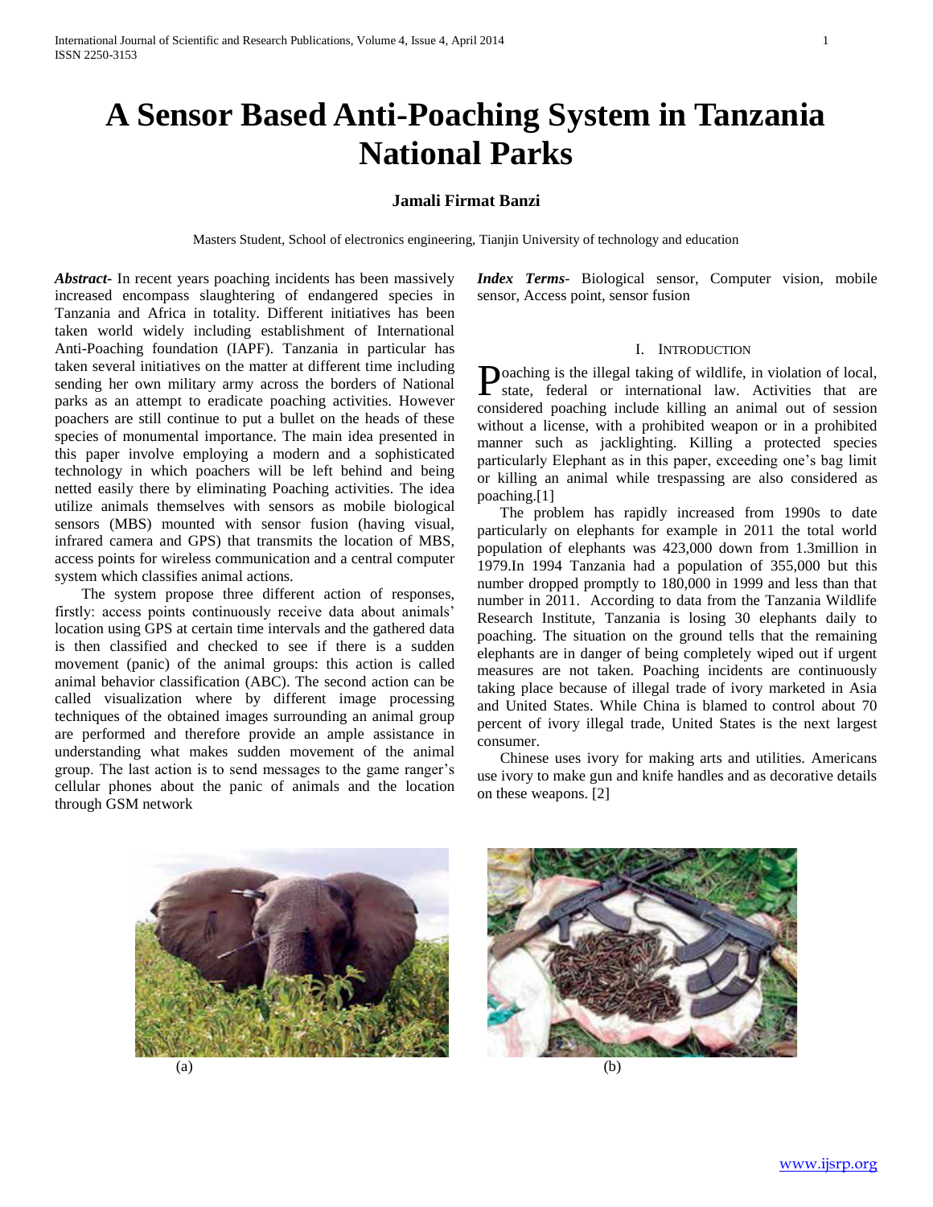# A Sensor Based Anti-Poaching System in Tanzania National Parks

**Jamali Firmat Banzi**

Masters Student, School of electronics engineering, Tianjin University of technology and education

***Abstract***- In recent years poaching incidents has been massively increased encompass slaughtering of endangered species in Tanzania and Africa in totality. Different initiatives has been taken world widely including establishment of International Anti-Poaching foundation (IAPF). Tanzania in particular has taken several initiatives on the matter at different time including sending her own military army across the borders of National parks as an attempt to eradicate poaching activities. However poachers are still continue to put a bullet on the heads of these species of monumental importance. The main idea presented in this paper involve employing a modern and a sophisticated technology in which poachers will be left behind and being netted easily there by eliminating Poaching activities. The idea utilize animals themselves with sensors as mobile biological sensors (MBS) mounted with sensor fusion (having visual, infrared camera and GPS) that transmits the location of MBS, access points for wireless communication and a central computer system which classifies animal actions.

The system propose three different action of responses, firstly: access points continuously receive data about animals' location using GPS at certain time intervals and the gathered data is then classified and checked to see if there is a sudden movement (panic) of the animal groups: this action is called animal behavior classification (ABC). The second action can be called visualization where by different image processing techniques of the obtained images surrounding an animal group are performed and therefore provide an ample assistance in understanding what makes sudden movement of the animal group. The last action is to send messages to the game ranger's cellular phones about the panic of animals and the location through GSM network

***Index Terms***- Biological sensor, Computer vision, mobile sensor, Access point, sensor fusion

## I. Introduction

Poaching is the illegal taking of wildlife, in violation of local, state, federal or international law. Activities that are considered poaching include killing an animal out of session without a license, with a prohibited weapon or in a prohibited manner such as jacklighting. Killing a protected species particularly Elephant as in this paper, exceeding one's bag limit or killing an animal while trespassing are also considered as poaching.[1]

The problem has rapidly increased from 1990s to date particularly on elephants for example in 2011 the total world population of elephants was 423,000 down from 1.3million in 1979.In 1994 Tanzania had a population of 355,000 but this number dropped promptly to 180,000 in 1999 and less than that number in 2011. According to data from the Tanzania Wildlife Research Institute, Tanzania is losing 30 elephants daily to poaching. The situation on the ground tells that the remaining elephants are in danger of being completely wiped out if urgent measures are not taken. Poaching incidents are continuously taking place because of illegal trade of ivory marketed in Asia and United States. While China is blamed to control about 70 percent of ivory illegal trade, United States is the next largest consumer.

Chinese uses ivory for making arts and utilities. Americans use ivory to make gun and knife handles and as decorative details on these weapons. [2]

(a)

(b)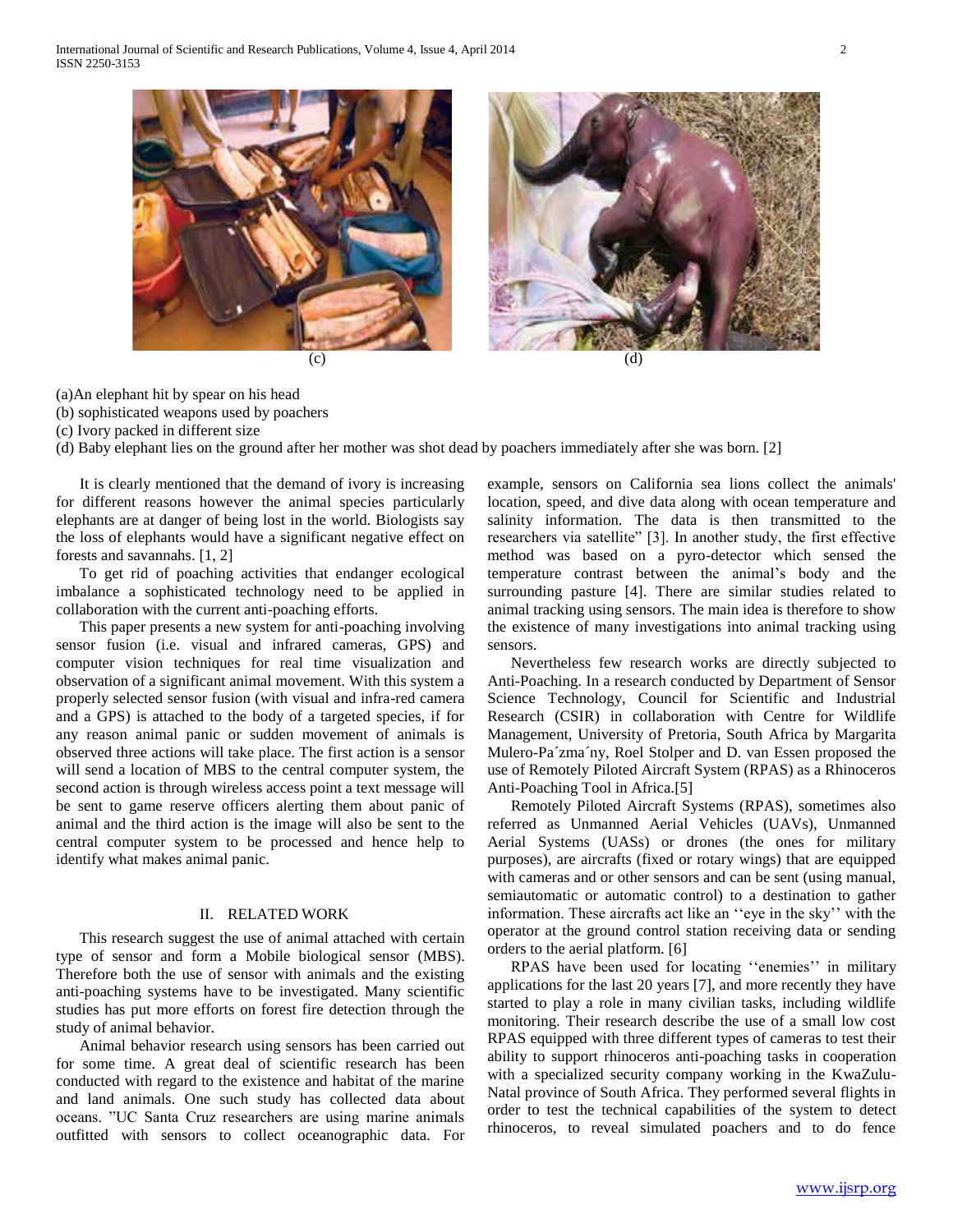(c) (d)

(a)An elephant hit by spear on his head
(b) sophisticated weapons used by poachers
(c) Ivory packed in different size
(d) Baby elephant lies on the ground after her mother was shot dead by poachers immediately after she was born. [2]

It is clearly mentioned that the demand of ivory is increasing for different reasons however the animal species particularly elephants are at danger of being lost in the world. Biologists say the loss of elephants would have a significant negative effect on forests and savannahs. [1, 2]

To get rid of poaching activities that endanger ecological imbalance a sophisticated technology need to be applied in collaboration with the current anti-poaching efforts.

This paper presents a new system for anti-poaching involving sensor fusion (i.e. visual and infrared cameras, GPS) and computer vision techniques for real time visualization and observation of a significant animal movement. With this system a properly selected sensor fusion (with visual and infra-red camera and a GPS) is attached to the body of a targeted species, if for any reason animal panic or sudden movement of animals is observed three actions will take place. The first action is a sensor will send a location of MBS to the central computer system, the second action is through wireless access point a text message will be sent to game reserve officers alerting them about panic of animal and the third action is the image will also be sent to the central computer system to be processed and hence help to identify what makes animal panic.

## II. RELATED WORK

This research suggest the use of animal attached with certain type of sensor and form a Mobile biological sensor (MBS). Therefore both the use of sensor with animals and the existing anti-poaching systems have to be investigated. Many scientific studies has put more efforts on forest fire detection through the study of animal behavior.

Animal behavior research using sensors has been carried out for some time. A great deal of scientific research has been conducted with regard to the existence and habitat of the marine and land animals. One such study has collected data about oceans. "UC Santa Cruz researchers are using marine animals outfitted with sensors to collect oceanographic data. For example, sensors on California sea lions collect the animals' location, speed, and dive data along with ocean temperature and salinity information. The data is then transmitted to the researchers via satellite" [3]. In another study, the first effective method was based on a pyro-detector which sensed the temperature contrast between the animal's body and the surrounding pasture [4]. There are similar studies related to animal tracking using sensors. The main idea is therefore to show the existence of many investigations into animal tracking using sensors.

Nevertheless few research works are directly subjected to Anti-Poaching. In a research conducted by Department of Sensor Science Technology, Council for Scientific and Industrial Research (CSIR) in collaboration with Centre for Wildlife Management, University of Pretoria, South Africa by Margarita Mulero-Pa´zma´ny, Roel Stolper and D. van Essen proposed the use of Remotely Piloted Aircraft System (RPAS) as a Rhinoceros Anti-Poaching Tool in Africa.[5]

Remotely Piloted Aircraft Systems (RPAS), sometimes also referred as Unmanned Aerial Vehicles (UAVs), Unmanned Aerial Systems (UASs) or drones (the ones for military purposes), are aircrafts (fixed or rotary wings) that are equipped with cameras and or other sensors and can be sent (using manual, semiautomatic or automatic control) to a destination to gather information. These aircrafts act like an ''eye in the sky'' with the operator at the ground control station receiving data or sending orders to the aerial platform. [6]

RPAS have been used for locating ''enemies'' in military applications for the last 20 years [7], and more recently they have started to play a role in many civilian tasks, including wildlife monitoring. Their research describe the use of a small low cost RPAS equipped with three different types of cameras to test their ability to support rhinoceros anti-poaching tasks in cooperation with a specialized security company working in the KwaZulu-Natal province of South Africa. They performed several flights in order to test the technical capabilities of the system to detect rhinoceros, to reveal simulated poachers and to do fence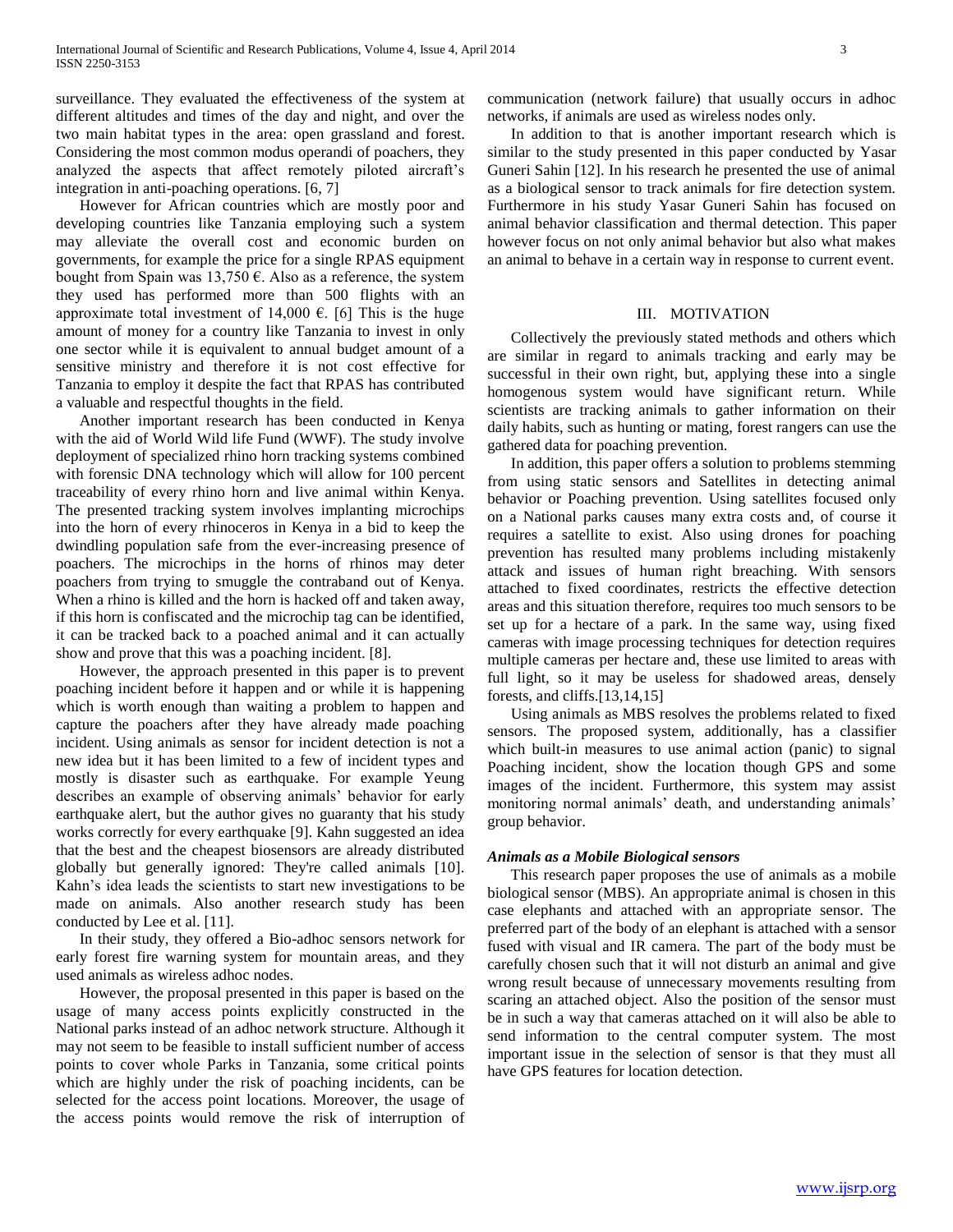surveillance. They evaluated the effectiveness of the system at different altitudes and times of the day and night, and over the two main habitat types in the area: open grassland and forest. Considering the most common modus operandi of poachers, they analyzed the aspects that affect remotely piloted aircraft's integration in anti-poaching operations. [6, 7]

However for African countries which are mostly poor and developing countries like Tanzania employing such a system may alleviate the overall cost and economic burden on governments, for example the price for a single RPAS equipment bought from Spain was 13,750 €. Also as a reference, the system they used has performed more than 500 flights with an approximate total investment of 14,000 €. [6] This is the huge amount of money for a country like Tanzania to invest in only one sector while it is equivalent to annual budget amount of a sensitive ministry and therefore it is not cost effective for Tanzania to employ it despite the fact that RPAS has contributed a valuable and respectful thoughts in the field.

Another important research has been conducted in Kenya with the aid of World Wild life Fund (WWF). The study involve deployment of specialized rhino horn tracking systems combined with forensic DNA technology which will allow for 100 percent traceability of every rhino horn and live animal within Kenya. The presented tracking system involves implanting microchips into the horn of every rhinoceros in Kenya in a bid to keep the dwindling population safe from the ever-increasing presence of poachers. The microchips in the horns of rhinos may deter poachers from trying to smuggle the contraband out of Kenya. When a rhino is killed and the horn is hacked off and taken away, if this horn is confiscated and the microchip tag can be identified, it can be tracked back to a poached animal and it can actually show and prove that this was a poaching incident. [8].

However, the approach presented in this paper is to prevent poaching incident before it happen and or while it is happening which is worth enough than waiting a problem to happen and capture the poachers after they have already made poaching incident. Using animals as sensor for incident detection is not a new idea but it has been limited to a few of incident types and mostly is disaster such as earthquake. For example Yeung describes an example of observing animals' behavior for early earthquake alert, but the author gives no guaranty that his study works correctly for every earthquake [9]. Kahn suggested an idea that the best and the cheapest biosensors are already distributed globally but generally ignored: They're called animals [10]. Kahn's idea leads the scientists to start new investigations to be made on animals. Also another research study has been conducted by Lee et al. [11].

In their study, they offered a Bio-adhoc sensors network for early forest fire warning system for mountain areas, and they used animals as wireless adhoc nodes.

However, the proposal presented in this paper is based on the usage of many access points explicitly constructed in the National parks instead of an adhoc network structure. Although it may not seem to be feasible to install sufficient number of access points to cover whole Parks in Tanzania, some critical points which are highly under the risk of poaching incidents, can be selected for the access point locations. Moreover, the usage of the access points would remove the risk of interruption of communication (network failure) that usually occurs in adhoc networks, if animals are used as wireless nodes only.

In addition to that is another important research which is similar to the study presented in this paper conducted by Yasar Guneri Sahin [12]. In his research he presented the use of animal as a biological sensor to track animals for fire detection system. Furthermore in his study Yasar Guneri Sahin has focused on animal behavior classification and thermal detection. This paper however focus on not only animal behavior but also what makes an animal to behave in a certain way in response to current event.

## III. MOTIVATION

Collectively the previously stated methods and others which are similar in regard to animals tracking and early may be successful in their own right, but, applying these into a single homogenous system would have significant return. While scientists are tracking animals to gather information on their daily habits, such as hunting or mating, forest rangers can use the gathered data for poaching prevention.

In addition, this paper offers a solution to problems stemming from using static sensors and Satellites in detecting animal behavior or Poaching prevention. Using satellites focused only on a National parks causes many extra costs and, of course it requires a satellite to exist. Also using drones for poaching prevention has resulted many problems including mistakenly attack and issues of human right breaching. With sensors attached to fixed coordinates, restricts the effective detection areas and this situation therefore, requires too much sensors to be set up for a hectare of a park. In the same way, using fixed cameras with image processing techniques for detection requires multiple cameras per hectare and, these use limited to areas with full light, so it may be useless for shadowed areas, densely forests, and cliffs.[13,14,15]

Using animals as MBS resolves the problems related to fixed sensors. The proposed system, additionally, has a classifier which built-in measures to use animal action (panic) to signal Poaching incident, show the location though GPS and some images of the incident. Furthermore, this system may assist monitoring normal animals' death, and understanding animals' group behavior.

### *Animals as a Mobile Biological sensors*

This research paper proposes the use of animals as a mobile biological sensor (MBS). An appropriate animal is chosen in this case elephants and attached with an appropriate sensor. The preferred part of the body of an elephant is attached with a sensor fused with visual and IR camera. The part of the body must be carefully chosen such that it will not disturb an animal and give wrong result because of unnecessary movements resulting from scaring an attached object. Also the position of the sensor must be in such a way that cameras attached on it will also be able to send information to the central computer system. The most important issue in the selection of sensor is that they must all have GPS features for location detection.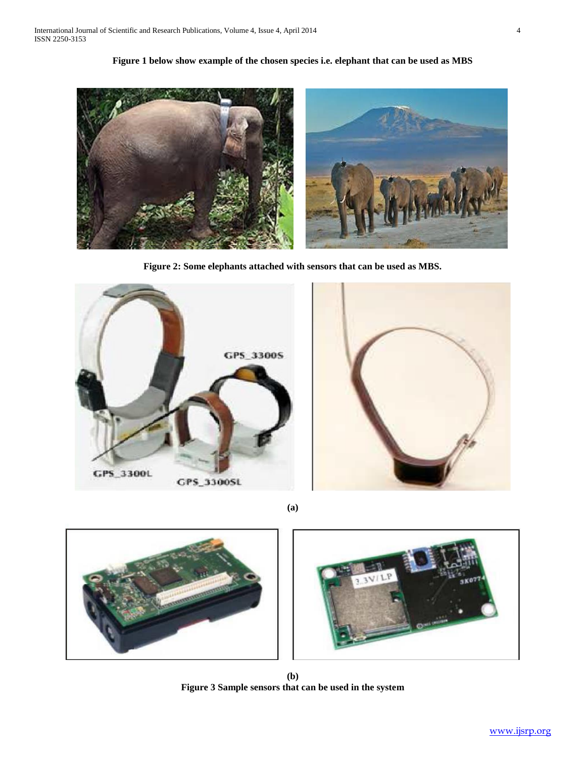**Figure 1 below show example of the chosen species i.e. elephant that can be used as MBS**

**Figure 2: Some elephants attached with sensors that can be used as MBS.**

**(a)**

**(b)**
**Figure 3 Sample sensors that can be used in the system**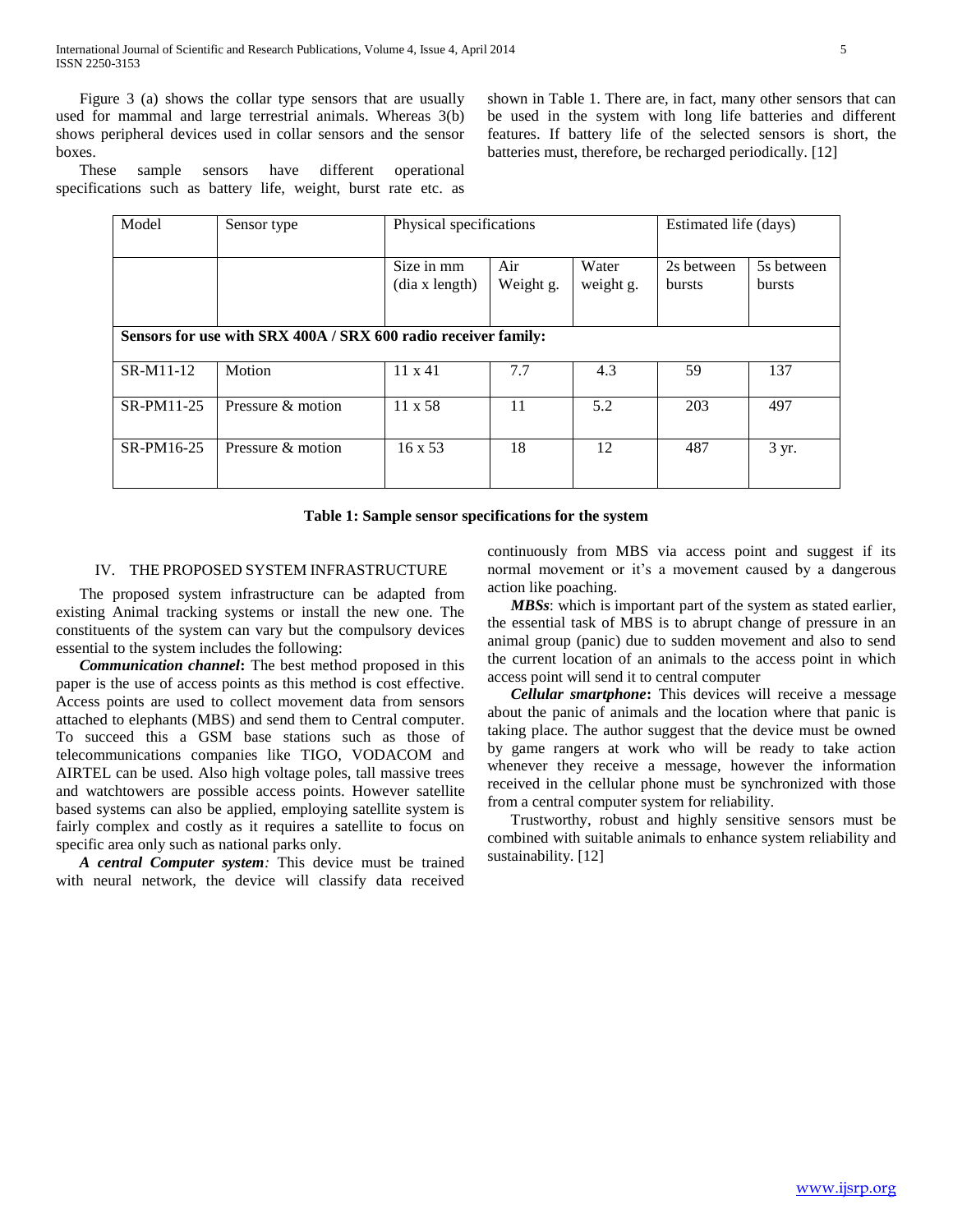Figure 3 (a) shows the collar type sensors that are usually used for mammal and large terrestrial animals. Whereas 3(b) shows peripheral devices used in collar sensors and the sensor boxes.

These sample sensors have different operational specifications such as battery life, weight, burst rate etc. as shown in Table 1. There are, in fact, many other sensors that can be used in the system with long life batteries and different features. If battery life of the selected sensors is short, the batteries must, therefore, be recharged periodically. [12]

| Model | Sensor type | Physical specifications | | | Estimated life (days) | |
|---|---|---|---|---|---|---|
| | | Size in mm (dia x length) | Air Weight g. | Water weight g. | 2s between bursts | 5s between bursts |
| **Sensors for use with SRX 400A / SRX 600 radio receiver family:** | | | | | | |
| SR-M11-12 | Motion | 11 x 41 | 7.7 | 4.3 | 59 | 137 |
| SR-PM11-25 | Pressure & motion | 11 x 58 | 11 | 5.2 | 203 | 497 |
| SR-PM16-25 | Pressure & motion | 16 x 53 | 18 | 12 | 487 | 3 yr. |

**Table 1: Sample sensor specifications for the system**

## IV. THE PROPOSED SYSTEM INFRASTRUCTURE

The proposed system infrastructure can be adapted from existing Animal tracking systems or install the new one. The constituents of the system can vary but the compulsory devices essential to the system includes the following:

***Communication channel*:** The best method proposed in this paper is the use of access points as this method is cost effective. Access points are used to collect movement data from sensors attached to elephants (MBS) and send them to Central computer. To succeed this a GSM base stations such as those of telecommunications companies like TIGO, VODACOM and AIRTEL can be used. Also high voltage poles, tall massive trees and watchtowers are possible access points. However satellite based systems can also be applied, employing satellite system is fairly complex and costly as it requires a satellite to focus on specific area only such as national parks only.

***A central Computer system**:* This device must be trained with neural network, the device will classify data received continuously from MBS via access point and suggest if its normal movement or it's a movement caused by a dangerous action like poaching.

***MBSs***: which is important part of the system as stated earlier, the essential task of MBS is to abrupt change of pressure in an animal group (panic) due to sudden movement and also to send the current location of an animals to the access point in which access point will send it to central computer

***Cellular smartphone*:** This devices will receive a message about the panic of animals and the location where that panic is taking place. The author suggest that the device must be owned by game rangers at work who will be ready to take action whenever they receive a message, however the information received in the cellular phone must be synchronized with those from a central computer system for reliability.

Trustworthy, robust and highly sensitive sensors must be combined with suitable animals to enhance system reliability and sustainability. [12]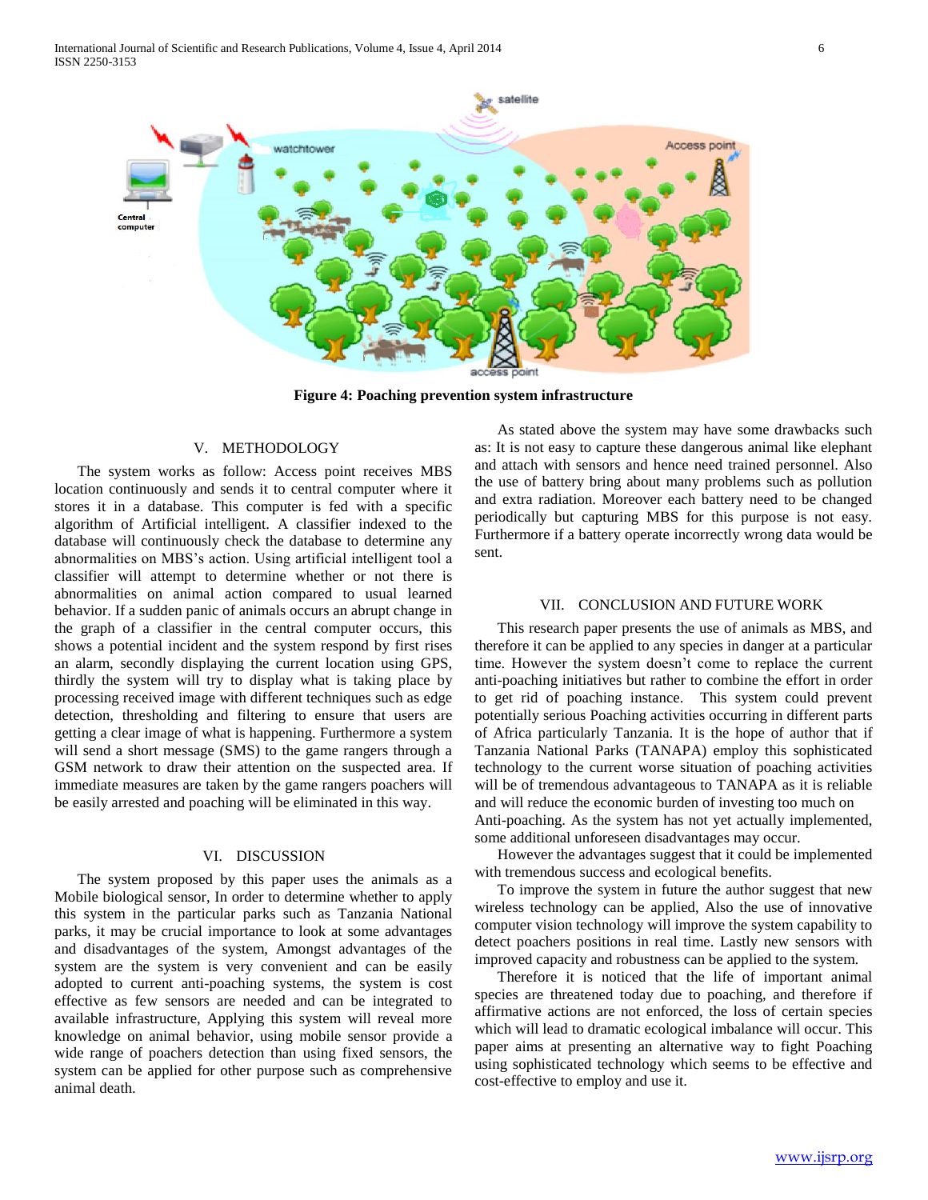Figure 4: Poaching prevention system infrastructure

## V. METHODOLOGY

The system works as follow: Access point receives MBS location continuously and sends it to central computer where it stores it in a database. This computer is fed with a specific algorithm of Artificial intelligent. A classifier indexed to the database will continuously check the database to determine any abnormalities on MBS's action. Using artificial intelligent tool a classifier will attempt to determine whether or not there is abnormalities on animal action compared to usual learned behavior. If a sudden panic of animals occurs an abrupt change in the graph of a classifier in the central computer occurs, this shows a potential incident and the system respond by first rises an alarm, secondly displaying the current location using GPS, thirdly the system will try to display what is taking place by processing received image with different techniques such as edge detection, thresholding and filtering to ensure that users are getting a clear image of what is happening. Furthermore a system will send a short message (SMS) to the game rangers through a GSM network to draw their attention on the suspected area. If immediate measures are taken by the game rangers poachers will be easily arrested and poaching will be eliminated in this way.

## VI. DISCUSSION

The system proposed by this paper uses the animals as a Mobile biological sensor, In order to determine whether to apply this system in the particular parks such as Tanzania National parks, it may be crucial importance to look at some advantages and disadvantages of the system, Amongst advantages of the system are the system is very convenient and can be easily adopted to current anti-poaching systems, the system is cost effective as few sensors are needed and can be integrated to available infrastructure, Applying this system will reveal more knowledge on animal behavior, using mobile sensor provide a wide range of poachers detection than using fixed sensors, the system can be applied for other purpose such as comprehensive animal death.

As stated above the system may have some drawbacks such as: It is not easy to capture these dangerous animal like elephant and attach with sensors and hence need trained personnel. Also the use of battery bring about many problems such as pollution and extra radiation. Moreover each battery need to be changed periodically but capturing MBS for this purpose is not easy. Furthermore if a battery operate incorrectly wrong data would be sent.

## VII. CONCLUSION AND FUTURE WORK

This research paper presents the use of animals as MBS, and therefore it can be applied to any species in danger at a particular time. However the system doesn't come to replace the current anti-poaching initiatives but rather to combine the effort in order to get rid of poaching instance. This system could prevent potentially serious Poaching activities occurring in different parts of Africa particularly Tanzania. It is the hope of author that if Tanzania National Parks (TANAPA) employ this sophisticated technology to the current worse situation of poaching activities will be of tremendous advantageous to TANAPA as it is reliable and will reduce the economic burden of investing too much on Anti-poaching. As the system has not yet actually implemented, some additional unforeseen disadvantages may occur.

However the advantages suggest that it could be implemented with tremendous success and ecological benefits.

To improve the system in future the author suggest that new wireless technology can be applied, Also the use of innovative computer vision technology will improve the system capability to detect poachers positions in real time. Lastly new sensors with improved capacity and robustness can be applied to the system.

Therefore it is noticed that the life of important animal species are threatened today due to poaching, and therefore if affirmative actions are not enforced, the loss of certain species which will lead to dramatic ecological imbalance will occur. This paper aims at presenting an alternative way to fight Poaching using sophisticated technology which seems to be effective and cost-effective to employ and use it.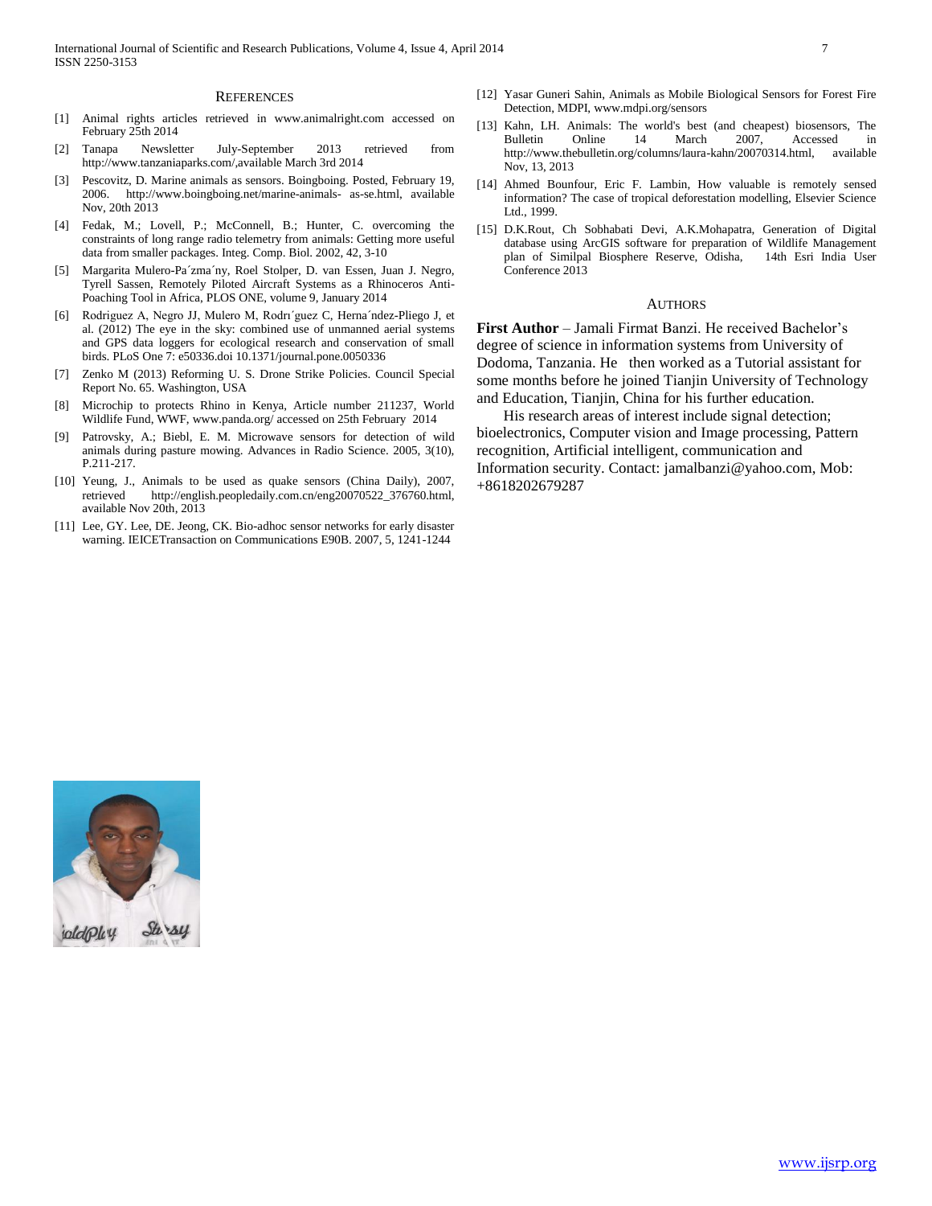## REFERENCES

[1] Animal rights articles retrieved in www.animalright.com accessed on February 25th 2014

[2] Tanapa Newsletter July-September 2013 retrieved from http://www.tanzaniaparks.com/,available March 3rd 2014

[3] Pescovitz, D. Marine animals as sensors. Boingboing. Posted, February 19, 2006. http://www.boingboing.net/marine-animals- as-se.html, available Nov, 20th 2013

[4] Fedak, M.; Lovell, P.; McConnell, B.; Hunter, C. overcoming the constraints of long range radio telemetry from animals: Getting more useful data from smaller packages. Integ. Comp. Biol. 2002, 42, 3-10

[5] Margarita Mulero-Pa´zma´ny, Roel Stolper, D. van Essen, Juan J. Negro, Tyrell Sassen, Remotely Piloted Aircraft Systems as a Rhinoceros Anti-Poaching Tool in Africa, PLOS ONE, volume 9, January 2014

[6] Rodriguez A, Negro JJ, Mulero M, Rodrı´guez C, Herna´ndez-Pliego J, et al. (2012) The eye in the sky: combined use of unmanned aerial systems and GPS data loggers for ecological research and conservation of small birds. PLoS One 7: e50336.doi 10.1371/journal.pone.0050336

[7] Zenko M (2013) Reforming U. S. Drone Strike Policies. Council Special Report No. 65. Washington, USA

[8] Microchip to protects Rhino in Kenya, Article number 211237, World Wildlife Fund, WWF, www.panda.org/ accessed on 25th February 2014

[9] Patrovsky, A.; Biebl, E. M. Microwave sensors for detection of wild animals during pasture mowing. Advances in Radio Science. 2005, 3(10), P.211-217.

[10] Yeung, J., Animals to be used as quake sensors (China Daily), 2007, retrieved http://english.peopledaily.com.cn/eng20070522_376760.html, available Nov 20th, 2013

[11] Lee, GY. Lee, DE. Jeong, CK. Bio-adhoc sensor networks for early disaster warning. IEICETransaction on Communications E90B. 2007, 5, 1241-1244

[12] Yasar Guneri Sahin, Animals as Mobile Biological Sensors for Forest Fire Detection, MDPI, www.mdpi.org/sensors

[13] Kahn, LH. Animals: The world's best (and cheapest) biosensors, The Bulletin Online 14 March 2007, Accessed in http://www.thebulletin.org/columns/laura-kahn/20070314.html, available Nov, 13, 2013

[14] Ahmed Bounfour, Eric F. Lambin, How valuable is remotely sensed information? The case of tropical deforestation modelling, Elsevier Science Ltd., 1999.

[15] D.K.Rout, Ch Sobhabati Devi, A.K.Mohapatra, Generation of Digital database using ArcGIS software for preparation of Wildlife Management plan of Similpal Biosphere Reserve, Odisha, 14th Esri India User Conference 2013

## AUTHORS

**First Author** – Jamali Firmat Banzi. He received Bachelor's degree of science in information systems from University of Dodoma, Tanzania. He then worked as a Tutorial assistant for some months before he joined Tianjin University of Technology and Education, Tianjin, China for his further education.

His research areas of interest include signal detection; bioelectronics, Computer vision and Image processing, Pattern recognition, Artificial intelligent, communication and Information security. Contact: jamalbanzi@yahoo.com, Mob: +8618202679287